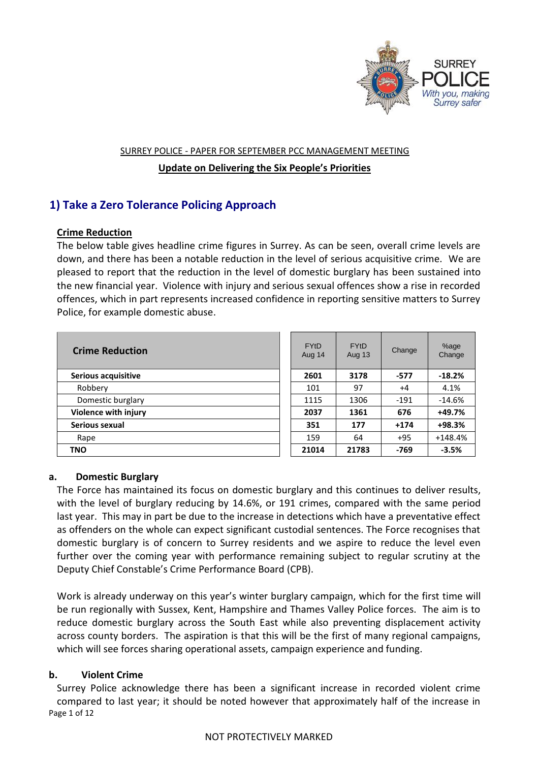SURREY POLICE - PAPER FOR SEPTEMBER PCC MANAGEMENT MEETING

**Update on Delivering the Six People's Priorities**

## 1) Take a Zero Tolerance Policing Approach

**Crime Reduction**

The below table gives headline crime figures in Surrey. As can be seen, overall crime levels are down, and there has been a notable reduction in the level of serious acquisitive crime. We are pleased to report that the reduction in the level of domestic burglary has been sustained into the new financial year. Violence with injury and serious sexual offences show a rise in recorded offences, which in part represents increased confidence in reporting sensitive matters to Surrey Police, for example domestic abuse.

| Crime Reduction | FYtD Aug 14 | FYtD Aug 13 | Change | %age Change |
|---|---|---|---|---|
| **Serious acquisitive** | **2601** | **3178** | **-577** | **-18.2%** |
| Robbery | 101 | 97 | +4 | 4.1% |
| Domestic burglary | 1115 | 1306 | -191 | -14.6% |
| **Violence with injury** | **2037** | **1361** | **676** | **+49.7%** |
| **Serious sexual** | **351** | **177** | **+174** | **+98.3%** |
| Rape | 159 | 64 | +95 | +148.4% |
| **TNO** | **21014** | **21783** | **-769** | **-3.5%** |

### a. Domestic Burglary

The Force has maintained its focus on domestic burglary and this continues to deliver results, with the level of burglary reducing by 14.6%, or 191 crimes, compared with the same period last year. This may in part be due to the increase in detections which have a preventative effect as offenders on the whole can expect significant custodial sentences. The Force recognises that domestic burglary is of concern to Surrey residents and we aspire to reduce the level even further over the coming year with performance remaining subject to regular scrutiny at the Deputy Chief Constable's Crime Performance Board (CPB).

Work is already underway on this year's winter burglary campaign, which for the first time will be run regionally with Sussex, Kent, Hampshire and Thames Valley Police forces. The aim is to reduce domestic burglary across the South East while also preventing displacement activity across county borders. The aspiration is that this will be the first of many regional campaigns, which will see forces sharing operational assets, campaign experience and funding.

### b. Violent Crime

Surrey Police acknowledge there has been a significant increase in recorded violent crime compared to last year; it should be noted however that approximately half of the increase in

NOT PROTECTIVELY MARKED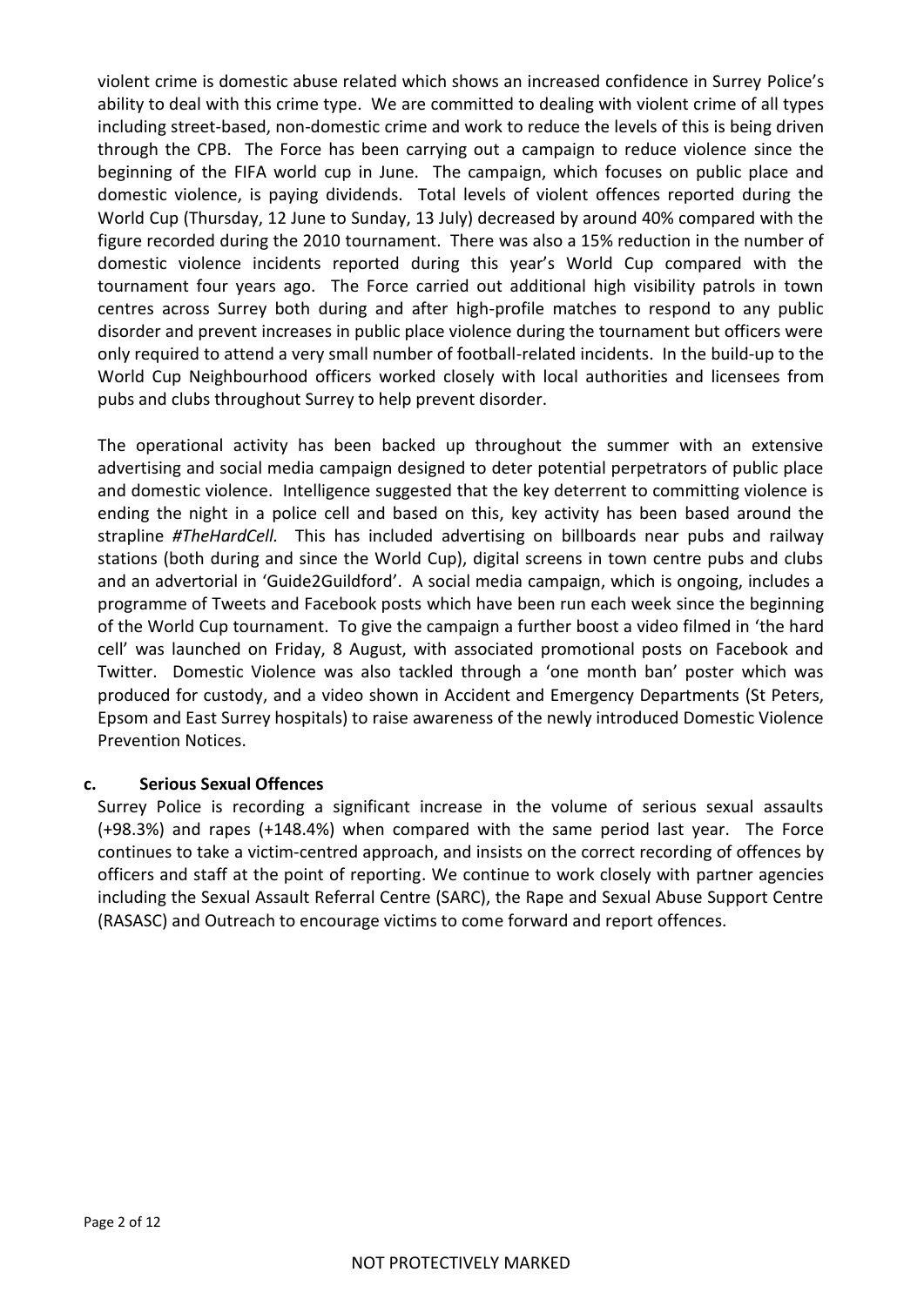violent crime is domestic abuse related which shows an increased confidence in Surrey Police's ability to deal with this crime type. We are committed to dealing with violent crime of all types including street-based, non-domestic crime and work to reduce the levels of this is being driven through the CPB. The Force has been carrying out a campaign to reduce violence since the beginning of the FIFA world cup in June. The campaign, which focuses on public place and domestic violence, is paying dividends. Total levels of violent offences reported during the World Cup (Thursday, 12 June to Sunday, 13 July) decreased by around 40% compared with the figure recorded during the 2010 tournament. There was also a 15% reduction in the number of domestic violence incidents reported during this year's World Cup compared with the tournament four years ago. The Force carried out additional high visibility patrols in town centres across Surrey both during and after high-profile matches to respond to any public disorder and prevent increases in public place violence during the tournament but officers were only required to attend a very small number of football-related incidents. In the build-up to the World Cup Neighbourhood officers worked closely with local authorities and licensees from pubs and clubs throughout Surrey to help prevent disorder.

The operational activity has been backed up throughout the summer with an extensive advertising and social media campaign designed to deter potential perpetrators of public place and domestic violence. Intelligence suggested that the key deterrent to committing violence is ending the night in a police cell and based on this, key activity has been based around the strapline *#TheHardCell.* This has included advertising on billboards near pubs and railway stations (both during and since the World Cup), digital screens in town centre pubs and clubs and an advertorial in 'Guide2Guildford'. A social media campaign, which is ongoing, includes a programme of Tweets and Facebook posts which have been run each week since the beginning of the World Cup tournament. To give the campaign a further boost a video filmed in 'the hard cell' was launched on Friday, 8 August, with associated promotional posts on Facebook and Twitter. Domestic Violence was also tackled through a 'one month ban' poster which was produced for custody, and a video shown in Accident and Emergency Departments (St Peters, Epsom and East Surrey hospitals) to raise awareness of the newly introduced Domestic Violence Prevention Notices.

**c. Serious Sexual Offences**

Surrey Police is recording a significant increase in the volume of serious sexual assaults (+98.3%) and rapes (+148.4%) when compared with the same period last year. The Force continues to take a victim-centred approach, and insists on the correct recording of offences by officers and staff at the point of reporting. We continue to work closely with partner agencies including the Sexual Assault Referral Centre (SARC), the Rape and Sexual Abuse Support Centre (RASASC) and Outreach to encourage victims to come forward and report offences.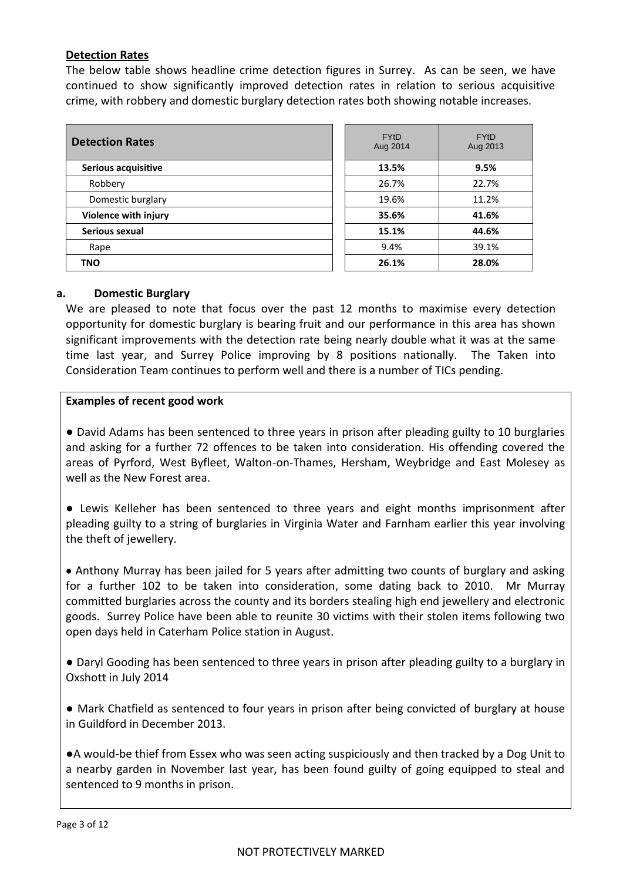**Detection Rates**

The below table shows headline crime detection figures in Surrey. As can be seen, we have continued to show significantly improved detection rates in relation to serious acquisitive crime, with robbery and domestic burglary detection rates both showing notable increases.

| Detection Rates | FYtD Aug 2014 | FYtD Aug 2013 |
|---|---|---|
| **Serious acquisitive** | **13.5%** | **9.5%** |
| Robbery | 26.7% | 22.7% |
| Domestic burglary | 19.6% | 11.2% |
| **Violence with injury** | **35.6%** | **41.6%** |
| **Serious sexual** | **15.1%** | **44.6%** |
| Rape | 9.4% | 39.1% |
| **TNO** | **26.1%** | **28.0%** |

**a. Domestic Burglary**

We are pleased to note that focus over the past 12 months to maximise every detection opportunity for domestic burglary is bearing fruit and our performance in this area has shown significant improvements with the detection rate being nearly double what it was at the same time last year, and Surrey Police improving by 8 positions nationally. The Taken into Consideration Team continues to perform well and there is a number of TICs pending.

**Examples of recent good work**

- David Adams has been sentenced to three years in prison after pleading guilty to 10 burglaries and asking for a further 72 offences to be taken into consideration. His offending covered the areas of Pyrford, West Byfleet, Walton-on-Thames, Hersham, Weybridge and East Molesey as well as the New Forest area.

- Lewis Kelleher has been sentenced to three years and eight months imprisonment after pleading guilty to a string of burglaries in Virginia Water and Farnham earlier this year involving the theft of jewellery.

- Anthony Murray has been jailed for 5 years after admitting two counts of burglary and asking for a further 102 to be taken into consideration, some dating back to 2010. Mr Murray committed burglaries across the county and its borders stealing high end jewellery and electronic goods. Surrey Police have been able to reunite 30 victims with their stolen items following two open days held in Caterham Police station in August.

- Daryl Gooding has been sentenced to three years in prison after pleading guilty to a burglary in Oxshott in July 2014

- Mark Chatfield as sentenced to four years in prison after being convicted of burglary at house in Guildford in December 2013.

- A would-be thief from Essex who was seen acting suspiciously and then tracked by a Dog Unit to a nearby garden in November last year, has been found guilty of going equipped to steal and sentenced to 9 months in prison.

NOT PROTECTIVELY MARKED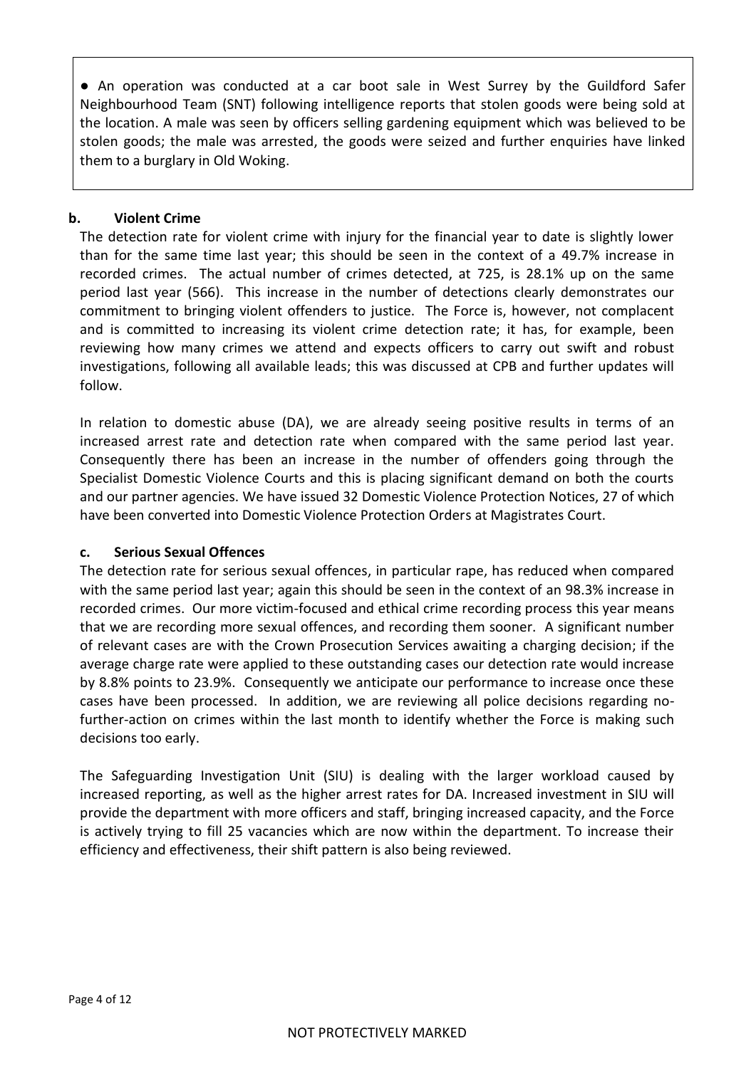● An operation was conducted at a car boot sale in West Surrey by the Guildford Safer Neighbourhood Team (SNT) following intelligence reports that stolen goods were being sold at the location. A male was seen by officers selling gardening equipment which was believed to be stolen goods; the male was arrested, the goods were seized and further enquiries have linked them to a burglary in Old Woking.

**b. Violent Crime**

The detection rate for violent crime with injury for the financial year to date is slightly lower than for the same time last year; this should be seen in the context of a 49.7% increase in recorded crimes. The actual number of crimes detected, at 725, is 28.1% up on the same period last year (566). This increase in the number of detections clearly demonstrates our commitment to bringing violent offenders to justice. The Force is, however, not complacent and is committed to increasing its violent crime detection rate; it has, for example, been reviewing how many crimes we attend and expects officers to carry out swift and robust investigations, following all available leads; this was discussed at CPB and further updates will follow.

In relation to domestic abuse (DA), we are already seeing positive results in terms of an increased arrest rate and detection rate when compared with the same period last year. Consequently there has been an increase in the number of offenders going through the Specialist Domestic Violence Courts and this is placing significant demand on both the courts and our partner agencies. We have issued 32 Domestic Violence Protection Notices, 27 of which have been converted into Domestic Violence Protection Orders at Magistrates Court.

**c. Serious Sexual Offences**

The detection rate for serious sexual offences, in particular rape, has reduced when compared with the same period last year; again this should be seen in the context of an 98.3% increase in recorded crimes. Our more victim-focused and ethical crime recording process this year means that we are recording more sexual offences, and recording them sooner. A significant number of relevant cases are with the Crown Prosecution Services awaiting a charging decision; if the average charge rate were applied to these outstanding cases our detection rate would increase by 8.8% points to 23.9%. Consequently we anticipate our performance to increase once these cases have been processed. In addition, we are reviewing all police decisions regarding no-further-action on crimes within the last month to identify whether the Force is making such decisions too early.

The Safeguarding Investigation Unit (SIU) is dealing with the larger workload caused by increased reporting, as well as the higher arrest rates for DA. Increased investment in SIU will provide the department with more officers and staff, bringing increased capacity, and the Force is actively trying to fill 25 vacancies which are now within the department. To increase their efficiency and effectiveness, their shift pattern is also being reviewed.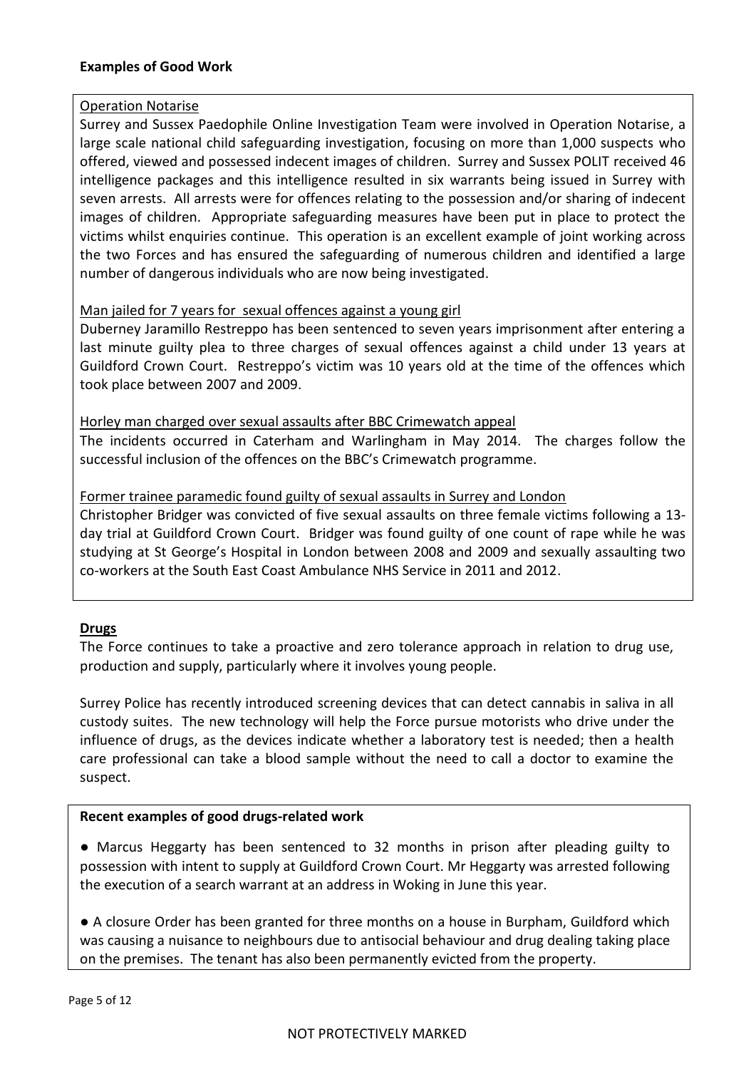**Examples of Good Work**

Operation Notarise

Surrey and Sussex Paedophile Online Investigation Team were involved in Operation Notarise, a large scale national child safeguarding investigation, focusing on more than 1,000 suspects who offered, viewed and possessed indecent images of children. Surrey and Sussex POLIT received 46 intelligence packages and this intelligence resulted in six warrants being issued in Surrey with seven arrests. All arrests were for offences relating to the possession and/or sharing of indecent images of children. Appropriate safeguarding measures have been put in place to protect the victims whilst enquiries continue. This operation is an excellent example of joint working across the two Forces and has ensured the safeguarding of numerous children and identified a large number of dangerous individuals who are now being investigated.

Man jailed for 7 years for sexual offences against a young girl

Duberney Jaramillo Restreppo has been sentenced to seven years imprisonment after entering a last minute guilty plea to three charges of sexual offences against a child under 13 years at Guildford Crown Court. Restreppo's victim was 10 years old at the time of the offences which took place between 2007 and 2009.

Horley man charged over sexual assaults after BBC Crimewatch appeal

The incidents occurred in Caterham and Warlingham in May 2014. The charges follow the successful inclusion of the offences on the BBC's Crimewatch programme.

Former trainee paramedic found guilty of sexual assaults in Surrey and London

Christopher Bridger was convicted of five sexual assaults on three female victims following a 13-day trial at Guildford Crown Court. Bridger was found guilty of one count of rape while he was studying at St George's Hospital in London between 2008 and 2009 and sexually assaulting two co-workers at the South East Coast Ambulance NHS Service in 2011 and 2012.

## Drugs

The Force continues to take a proactive and zero tolerance approach in relation to drug use, production and supply, particularly where it involves young people.

Surrey Police has recently introduced screening devices that can detect cannabis in saliva in all custody suites. The new technology will help the Force pursue motorists who drive under the influence of drugs, as the devices indicate whether a laboratory test is needed; then a health care professional can take a blood sample without the need to call a doctor to examine the suspect.

**Recent examples of good drugs-related work**

- Marcus Heggarty has been sentenced to 32 months in prison after pleading guilty to possession with intent to supply at Guildford Crown Court. Mr Heggarty was arrested following the execution of a search warrant at an address in Woking in June this year.

- A closure Order has been granted for three months on a house in Burpham, Guildford which was causing a nuisance to neighbours due to antisocial behaviour and drug dealing taking place on the premises. The tenant has also been permanently evicted from the property.

NOT PROTECTIVELY MARKED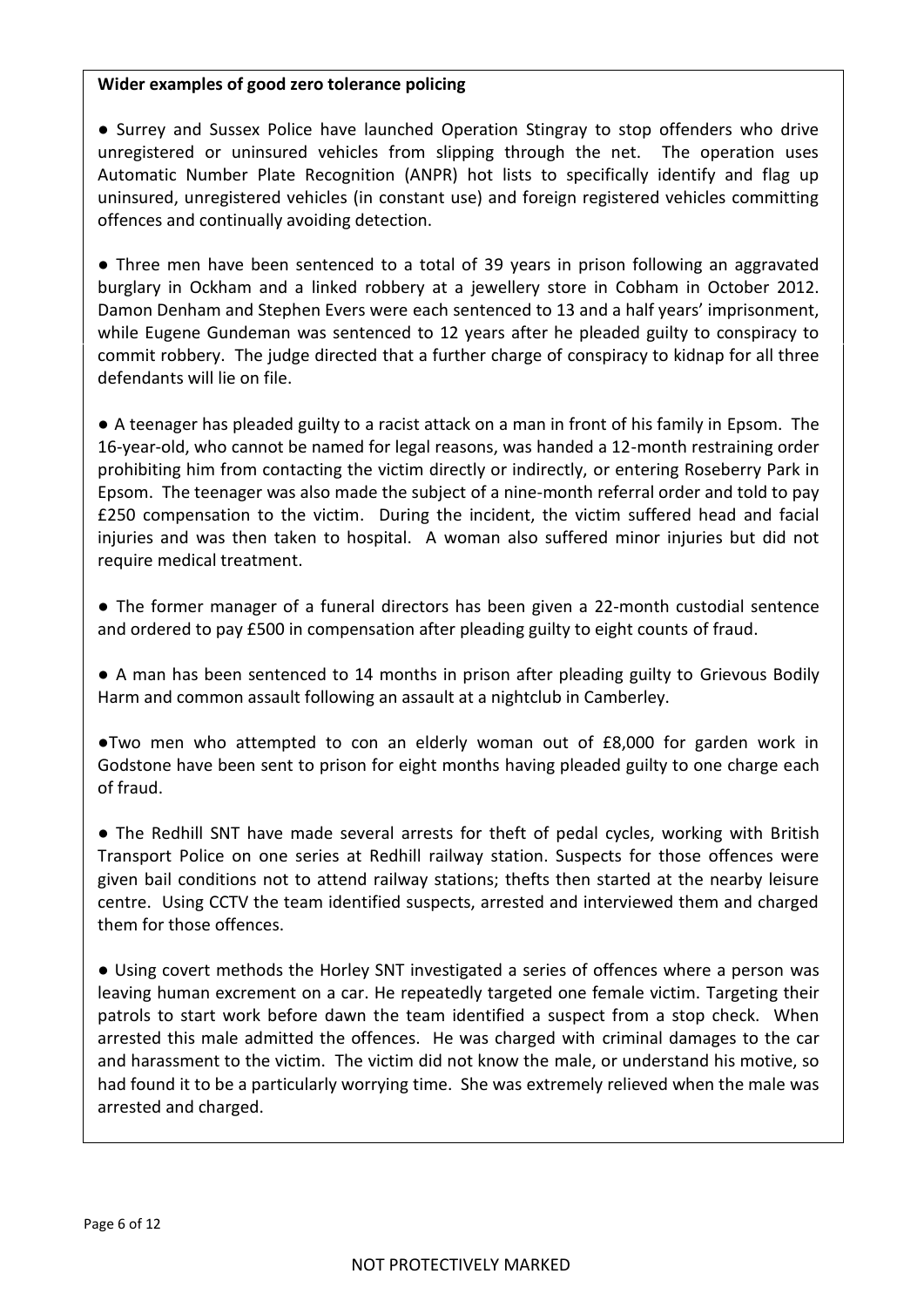**Wider examples of good zero tolerance policing**

- Surrey and Sussex Police have launched Operation Stingray to stop offenders who drive unregistered or uninsured vehicles from slipping through the net. The operation uses Automatic Number Plate Recognition (ANPR) hot lists to specifically identify and flag up uninsured, unregistered vehicles (in constant use) and foreign registered vehicles committing offences and continually avoiding detection.

- Three men have been sentenced to a total of 39 years in prison following an aggravated burglary in Ockham and a linked robbery at a jewellery store in Cobham in October 2012. Damon Denham and Stephen Evers were each sentenced to 13 and a half years' imprisonment, while Eugene Gundeman was sentenced to 12 years after he pleaded guilty to conspiracy to commit robbery. The judge directed that a further charge of conspiracy to kidnap for all three defendants will lie on file.

- A teenager has pleaded guilty to a racist attack on a man in front of his family in Epsom. The 16-year-old, who cannot be named for legal reasons, was handed a 12-month restraining order prohibiting him from contacting the victim directly or indirectly, or entering Roseberry Park in Epsom. The teenager was also made the subject of a nine-month referral order and told to pay £250 compensation to the victim. During the incident, the victim suffered head and facial injuries and was then taken to hospital. A woman also suffered minor injuries but did not require medical treatment.

- The former manager of a funeral directors has been given a 22-month custodial sentence and ordered to pay £500 in compensation after pleading guilty to eight counts of fraud.

- A man has been sentenced to 14 months in prison after pleading guilty to Grievous Bodily Harm and common assault following an assault at a nightclub in Camberley.

- Two men who attempted to con an elderly woman out of £8,000 for garden work in Godstone have been sent to prison for eight months having pleaded guilty to one charge each of fraud.

- The Redhill SNT have made several arrests for theft of pedal cycles, working with British Transport Police on one series at Redhill railway station. Suspects for those offences were given bail conditions not to attend railway stations; thefts then started at the nearby leisure centre. Using CCTV the team identified suspects, arrested and interviewed them and charged them for those offences.

- Using covert methods the Horley SNT investigated a series of offences where a person was leaving human excrement on a car. He repeatedly targeted one female victim. Targeting their patrols to start work before dawn the team identified a suspect from a stop check. When arrested this male admitted the offences. He was charged with criminal damages to the car and harassment to the victim. The victim did not know the male, or understand his motive, so had found it to be a particularly worrying time. She was extremely relieved when the male was arrested and charged.

NOT PROTECTIVELY MARKED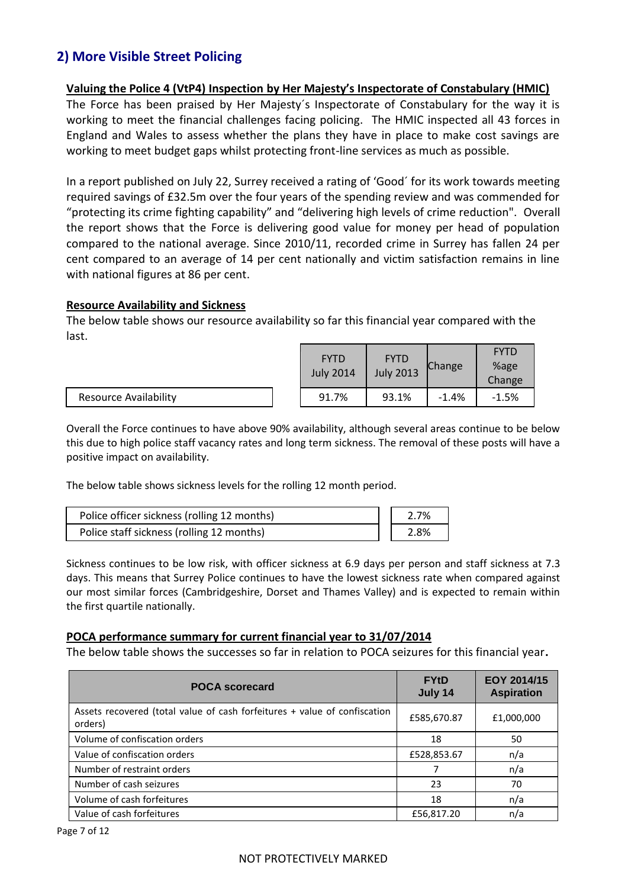## 2) More Visible Street Policing

**Valuing the Police 4 (VtP4) Inspection by Her Majesty's Inspectorate of Constabulary (HMIC)**

The Force has been praised by Her Majesty´s Inspectorate of Constabulary for the way it is working to meet the financial challenges facing policing. The HMIC inspected all 43 forces in England and Wales to assess whether the plans they have in place to make cost savings are working to meet budget gaps whilst protecting front-line services as much as possible.

In a report published on July 22, Surrey received a rating of 'Good´ for its work towards meeting required savings of £32.5m over the four years of the spending review and was commended for "protecting its crime fighting capability" and "delivering high levels of crime reduction". Overall the report shows that the Force is delivering good value for money per head of population compared to the national average. Since 2010/11, recorded crime in Surrey has fallen 24 per cent compared to an average of 14 per cent nationally and victim satisfaction remains in line with national figures at 86 per cent.

**Resource Availability and Sickness**

The below table shows our resource availability so far this financial year compared with the last.

| | FYTD July 2014 | FYTD July 2013 | Change | FYTD %age Change |
|---|---|---|---|---|
| Resource Availability | 91.7% | 93.1% | -1.4% | -1.5% |

Overall the Force continues to have above 90% availability, although several areas continue to be below this due to high police staff vacancy rates and long term sickness. The removal of these posts will have a positive impact on availability.

The below table shows sickness levels for the rolling 12 month period.

| | |
|---|---|
| Police officer sickness (rolling 12 months) | 2.7% |
| Police staff sickness (rolling 12 months) | 2.8% |

Sickness continues to be low risk, with officer sickness at 6.9 days per person and staff sickness at 7.3 days. This means that Surrey Police continues to have the lowest sickness rate when compared against our most similar forces (Cambridgeshire, Dorset and Thames Valley) and is expected to remain within the first quartile nationally.

**POCA performance summary for current financial year to 31/07/2014**

The below table shows the successes so far in relation to POCA seizures for this financial year.

| POCA scorecard | FYtD July 14 | EOY 2014/15 Aspiration |
|---|---|---|
| Assets recovered (total value of cash forfeitures + value of confiscation orders) | £585,670.87 | £1,000,000 |
| Volume of confiscation orders | 18 | 50 |
| Value of confiscation orders | £528,853.67 | n/a |
| Number of restraint orders | 7 | n/a |
| Number of cash seizures | 23 | 70 |
| Volume of cash forfeitures | 18 | n/a |
| Value of cash forfeitures | £56,817.20 | n/a |

NOT PROTECTIVELY MARKED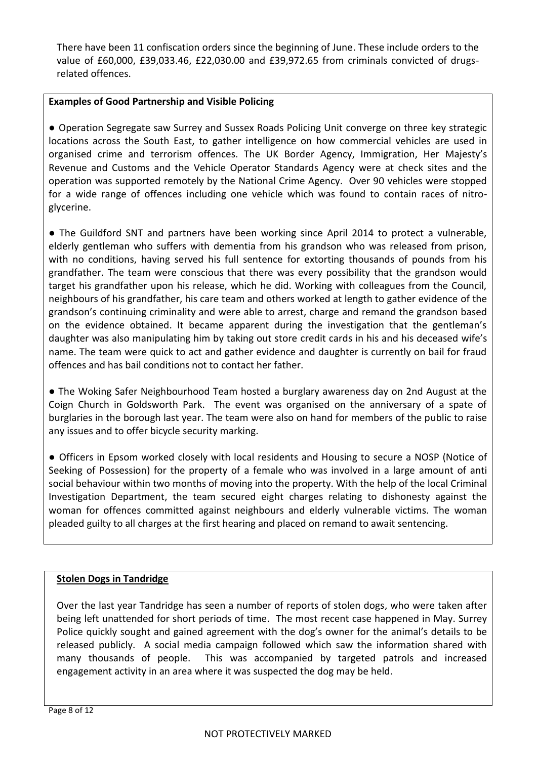There have been 11 confiscation orders since the beginning of June. These include orders to the value of £60,000, £39,033.46, £22,030.00 and £39,972.65 from criminals convicted of drugs-related offences.

**Examples of Good Partnership and Visible Policing**

● Operation Segregate saw Surrey and Sussex Roads Policing Unit converge on three key strategic locations across the South East, to gather intelligence on how commercial vehicles are used in organised crime and terrorism offences. The UK Border Agency, Immigration, Her Majesty's Revenue and Customs and the Vehicle Operator Standards Agency were at check sites and the operation was supported remotely by the National Crime Agency. Over 90 vehicles were stopped for a wide range of offences including one vehicle which was found to contain races of nitro-glycerine.

● The Guildford SNT and partners have been working since April 2014 to protect a vulnerable, elderly gentleman who suffers with dementia from his grandson who was released from prison, with no conditions, having served his full sentence for extorting thousands of pounds from his grandfather. The team were conscious that there was every possibility that the grandson would target his grandfather upon his release, which he did. Working with colleagues from the Council, neighbours of his grandfather, his care team and others worked at length to gather evidence of the grandson's continuing criminality and were able to arrest, charge and remand the grandson based on the evidence obtained. It became apparent during the investigation that the gentleman's daughter was also manipulating him by taking out store credit cards in his and his deceased wife's name. The team were quick to act and gather evidence and daughter is currently on bail for fraud offences and has bail conditions not to contact her father.

● The Woking Safer Neighbourhood Team hosted a burglary awareness day on 2nd August at the Coign Church in Goldsworth Park. The event was organised on the anniversary of a spate of burglaries in the borough last year. The team were also on hand for members of the public to raise any issues and to offer bicycle security marking.

● Officers in Epsom worked closely with local residents and Housing to secure a NOSP (Notice of Seeking of Possession) for the property of a female who was involved in a large amount of anti social behaviour within two months of moving into the property. With the help of the local Criminal Investigation Department, the team secured eight charges relating to dishonesty against the woman for offences committed against neighbours and elderly vulnerable victims. The woman pleaded guilty to all charges at the first hearing and placed on remand to await sentencing.

**Stolen Dogs in Tandridge**

Over the last year Tandridge has seen a number of reports of stolen dogs, who were taken after being left unattended for short periods of time. The most recent case happened in May. Surrey Police quickly sought and gained agreement with the dog's owner for the animal's details to be released publicly. A social media campaign followed which saw the information shared with many thousands of people. This was accompanied by targeted patrols and increased engagement activity in an area where it was suspected the dog may be held.

NOT PROTECTIVELY MARKED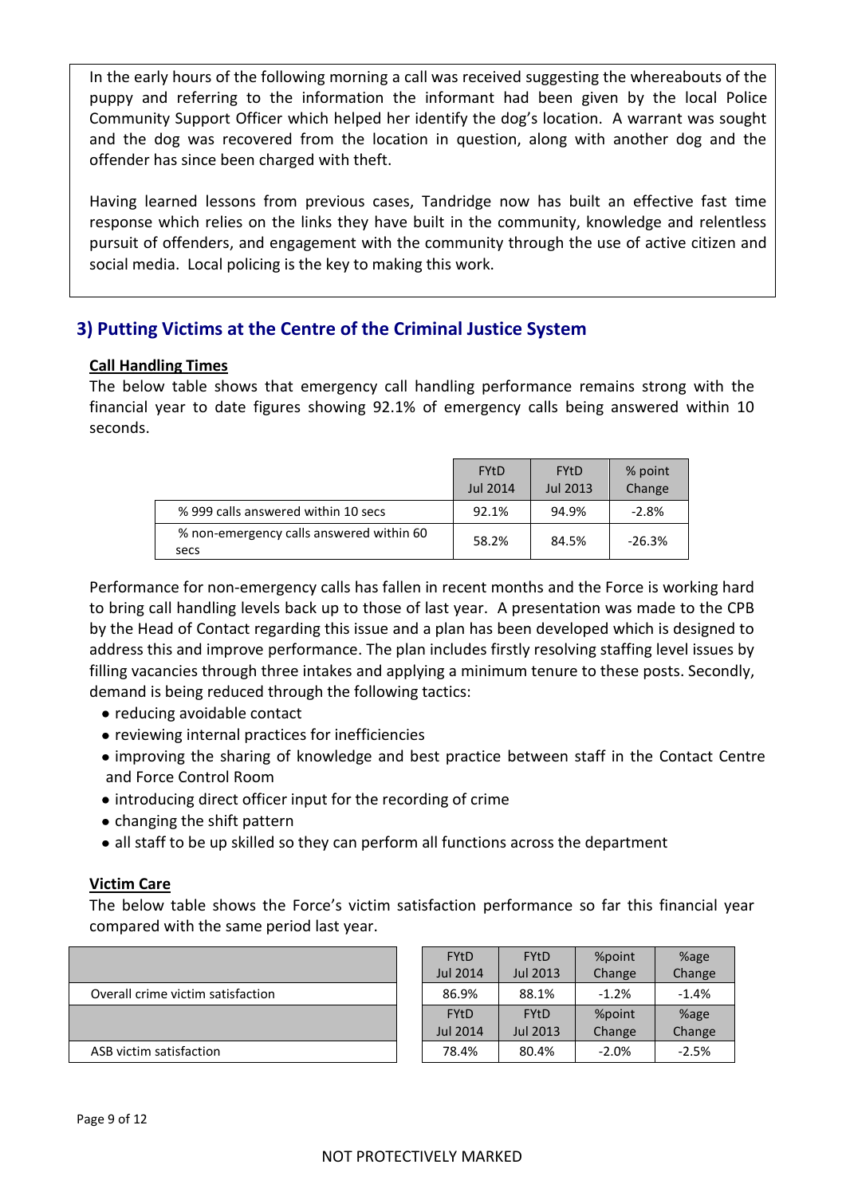In the early hours of the following morning a call was received suggesting the whereabouts of the puppy and referring to the information the informant had been given by the local Police Community Support Officer which helped her identify the dog's location. A warrant was sought and the dog was recovered from the location in question, along with another dog and the offender has since been charged with theft.

Having learned lessons from previous cases, Tandridge now has built an effective fast time response which relies on the links they have built in the community, knowledge and relentless pursuit of offenders, and engagement with the community through the use of active citizen and social media. Local policing is the key to making this work.

## 3) Putting Victims at the Centre of the Criminal Justice System

**Call Handling Times**

The below table shows that emergency call handling performance remains strong with the financial year to date figures showing 92.1% of emergency calls being answered within 10 seconds.

| | FYtD Jul 2014 | FYtD Jul 2013 | % point Change |
|---|---|---|---|
| % 999 calls answered within 10 secs | 92.1% | 94.9% | -2.8% |
| % non-emergency calls answered within 60 secs | 58.2% | 84.5% | -26.3% |

Performance for non-emergency calls has fallen in recent months and the Force is working hard to bring call handling levels back up to those of last year. A presentation was made to the CPB by the Head of Contact regarding this issue and a plan has been developed which is designed to address this and improve performance. The plan includes firstly resolving staffing level issues by filling vacancies through three intakes and applying a minimum tenure to these posts. Secondly, demand is being reduced through the following tactics:

- reducing avoidable contact
- reviewing internal practices for inefficiencies
- improving the sharing of knowledge and best practice between staff in the Contact Centre and Force Control Room
- introducing direct officer input for the recording of crime
- changing the shift pattern
- all staff to be up skilled so they can perform all functions across the department

**Victim Care**

The below table shows the Force's victim satisfaction performance so far this financial year compared with the same period last year.

| | FYtD Jul 2014 | FYtD Jul 2013 | %point Change | %age Change |
|---|---|---|---|---|
| Overall crime victim satisfaction | 86.9% | 88.1% | -1.2% | -1.4% |
| | FYtD Jul 2014 | FYtD Jul 2013 | %point Change | %age Change |
| ASB victim satisfaction | 78.4% | 80.4% | -2.0% | -2.5% |

NOT PROTECTIVELY MARKED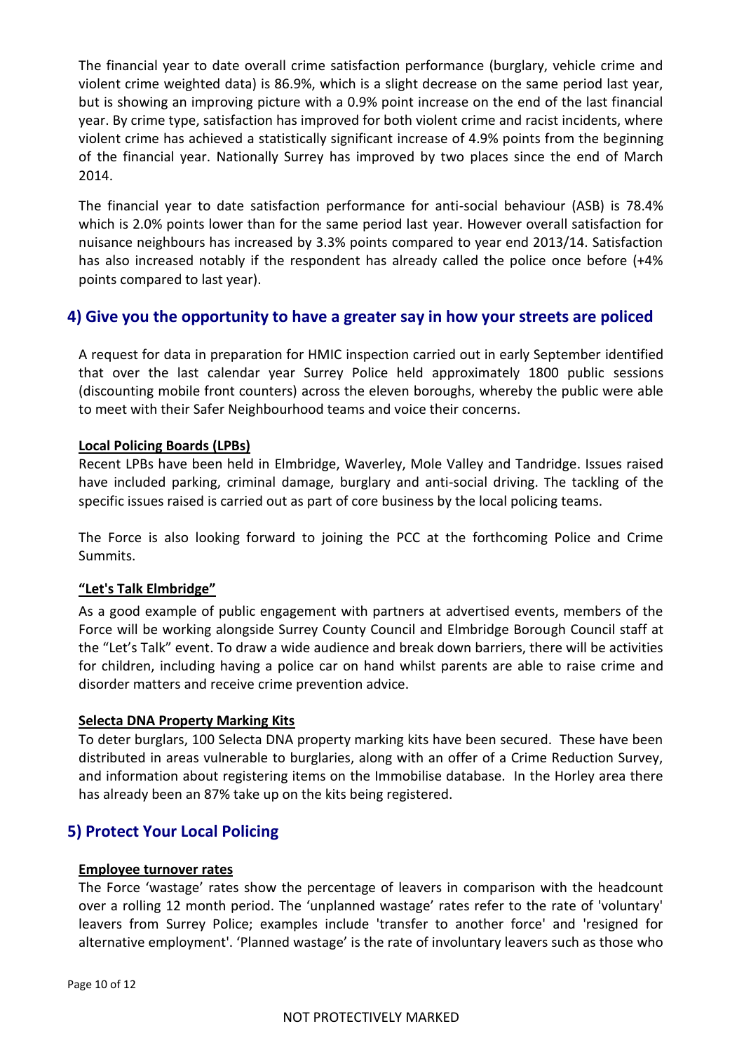The financial year to date overall crime satisfaction performance (burglary, vehicle crime and violent crime weighted data) is 86.9%, which is a slight decrease on the same period last year, but is showing an improving picture with a 0.9% point increase on the end of the last financial year. By crime type, satisfaction has improved for both violent crime and racist incidents, where violent crime has achieved a statistically significant increase of 4.9% points from the beginning of the financial year. Nationally Surrey has improved by two places since the end of March 2014.

The financial year to date satisfaction performance for anti-social behaviour (ASB) is 78.4% which is 2.0% points lower than for the same period last year. However overall satisfaction for nuisance neighbours has increased by 3.3% points compared to year end 2013/14. Satisfaction has also increased notably if the respondent has already called the police once before (+4% points compared to last year).

## 4) Give you the opportunity to have a greater say in how your streets are policed

A request for data in preparation for HMIC inspection carried out in early September identified that over the last calendar year Surrey Police held approximately 1800 public sessions (discounting mobile front counters) across the eleven boroughs, whereby the public were able to meet with their Safer Neighbourhood teams and voice their concerns.

**Local Policing Boards (LPBs)**

Recent LPBs have been held in Elmbridge, Waverley, Mole Valley and Tandridge. Issues raised have included parking, criminal damage, burglary and anti-social driving. The tackling of the specific issues raised is carried out as part of core business by the local policing teams.

The Force is also looking forward to joining the PCC at the forthcoming Police and Crime Summits.

**"Let's Talk Elmbridge"**

As a good example of public engagement with partners at advertised events, members of the Force will be working alongside Surrey County Council and Elmbridge Borough Council staff at the "Let's Talk" event. To draw a wide audience and break down barriers, there will be activities for children, including having a police car on hand whilst parents are able to raise crime and disorder matters and receive crime prevention advice.

**Selecta DNA Property Marking Kits**

To deter burglars, 100 Selecta DNA property marking kits have been secured. These have been distributed in areas vulnerable to burglaries, along with an offer of a Crime Reduction Survey, and information about registering items on the Immobilise database. In the Horley area there has already been an 87% take up on the kits being registered.

## 5) Protect Your Local Policing

**Employee turnover rates**

The Force 'wastage' rates show the percentage of leavers in comparison with the headcount over a rolling 12 month period. The 'unplanned wastage' rates refer to the rate of 'voluntary' leavers from Surrey Police; examples include 'transfer to another force' and 'resigned for alternative employment'. 'Planned wastage' is the rate of involuntary leavers such as those who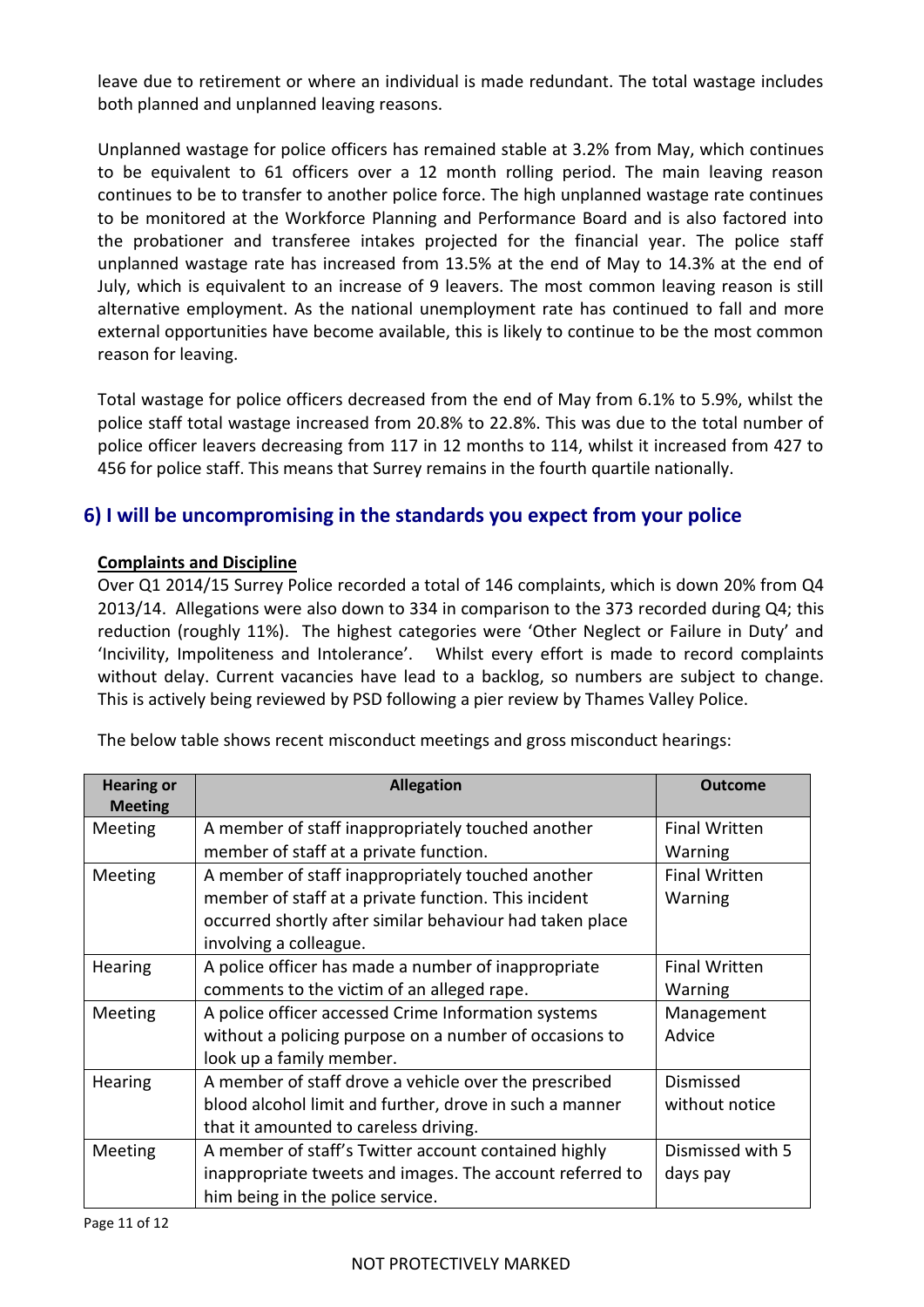leave due to retirement or where an individual is made redundant. The total wastage includes both planned and unplanned leaving reasons.

Unplanned wastage for police officers has remained stable at 3.2% from May, which continues to be equivalent to 61 officers over a 12 month rolling period. The main leaving reason continues to be to transfer to another police force. The high unplanned wastage rate continues to be monitored at the Workforce Planning and Performance Board and is also factored into the probationer and transferee intakes projected for the financial year. The police staff unplanned wastage rate has increased from 13.5% at the end of May to 14.3% at the end of July, which is equivalent to an increase of 9 leavers. The most common leaving reason is still alternative employment. As the national unemployment rate has continued to fall and more external opportunities have become available, this is likely to continue to be the most common reason for leaving.

Total wastage for police officers decreased from the end of May from 6.1% to 5.9%, whilst the police staff total wastage increased from 20.8% to 22.8%. This was due to the total number of police officer leavers decreasing from 117 in 12 months to 114, whilst it increased from 427 to 456 for police staff. This means that Surrey remains in the fourth quartile nationally.

## 6) I will be uncompromising in the standards you expect from your police

**Complaints and Discipline**

Over Q1 2014/15 Surrey Police recorded a total of 146 complaints, which is down 20% from Q4 2013/14. Allegations were also down to 334 in comparison to the 373 recorded during Q4; this reduction (roughly 11%). The highest categories were 'Other Neglect or Failure in Duty' and 'Incivility, Impoliteness and Intolerance'. Whilst every effort is made to record complaints without delay. Current vacancies have lead to a backlog, so numbers are subject to change. This is actively being reviewed by PSD following a pier review by Thames Valley Police.

The below table shows recent misconduct meetings and gross misconduct hearings:

| Hearing or Meeting | Allegation | Outcome |
|---|---|---|
| Meeting | A member of staff inappropriately touched another member of staff at a private function. | Final Written Warning |
| Meeting | A member of staff inappropriately touched another member of staff at a private function. This incident occurred shortly after similar behaviour had taken place involving a colleague. | Final Written Warning |
| Hearing | A police officer has made a number of inappropriate comments to the victim of an alleged rape. | Final Written Warning |
| Meeting | A police officer accessed Crime Information systems without a policing purpose on a number of occasions to look up a family member. | Management Advice |
| Hearing | A member of staff drove a vehicle over the prescribed blood alcohol limit and further, drove in such a manner that it amounted to careless driving. | Dismissed without notice |
| Meeting | A member of staff's Twitter account contained highly inappropriate tweets and images. The account referred to him being in the police service. | Dismissed with 5 days pay |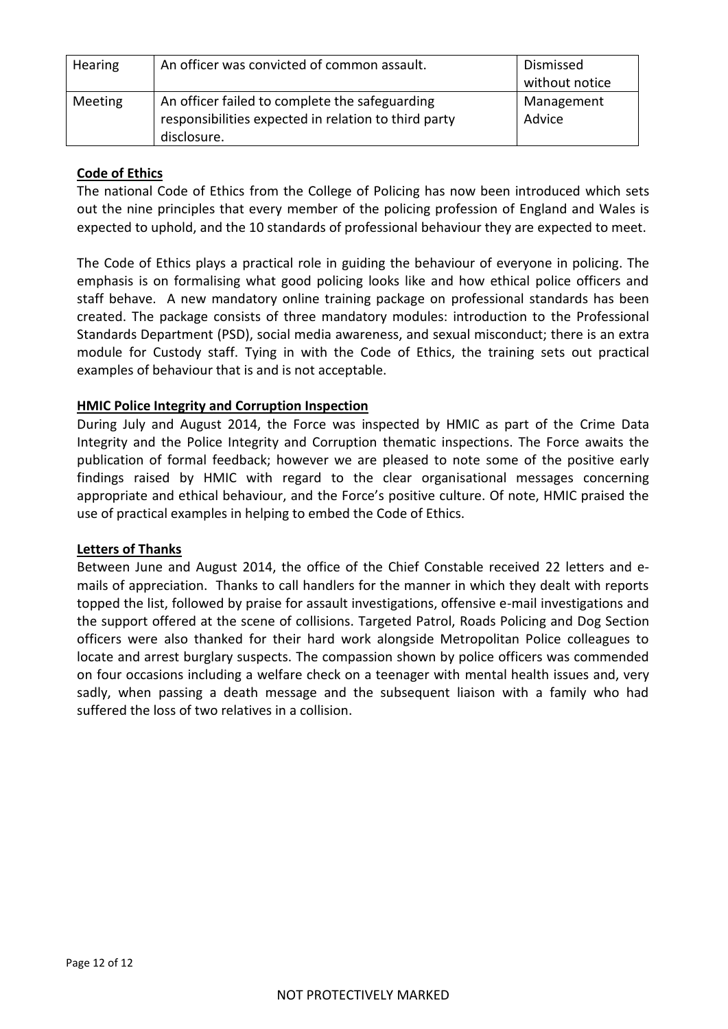| | | |
|---|---|---|
| Hearing | An officer was convicted of common assault. | Dismissed without notice |
| Meeting | An officer failed to complete the safeguarding responsibilities expected in relation to third party disclosure. | Management Advice |

**Code of Ethics**

The national Code of Ethics from the College of Policing has now been introduced which sets out the nine principles that every member of the policing profession of England and Wales is expected to uphold, and the 10 standards of professional behaviour they are expected to meet.

The Code of Ethics plays a practical role in guiding the behaviour of everyone in policing. The emphasis is on formalising what good policing looks like and how ethical police officers and staff behave. A new mandatory online training package on professional standards has been created. The package consists of three mandatory modules: introduction to the Professional Standards Department (PSD), social media awareness, and sexual misconduct; there is an extra module for Custody staff. Tying in with the Code of Ethics, the training sets out practical examples of behaviour that is and is not acceptable.

**HMIC Police Integrity and Corruption Inspection**

During July and August 2014, the Force was inspected by HMIC as part of the Crime Data Integrity and the Police Integrity and Corruption thematic inspections. The Force awaits the publication of formal feedback; however we are pleased to note some of the positive early findings raised by HMIC with regard to the clear organisational messages concerning appropriate and ethical behaviour, and the Force's positive culture. Of note, HMIC praised the use of practical examples in helping to embed the Code of Ethics.

**Letters of Thanks**

Between June and August 2014, the office of the Chief Constable received 22 letters and e-mails of appreciation. Thanks to call handlers for the manner in which they dealt with reports topped the list, followed by praise for assault investigations, offensive e-mail investigations and the support offered at the scene of collisions. Targeted Patrol, Roads Policing and Dog Section officers were also thanked for their hard work alongside Metropolitan Police colleagues to locate and arrest burglary suspects. The compassion shown by police officers was commended on four occasions including a welfare check on a teenager with mental health issues and, very sadly, when passing a death message and the subsequent liaison with a family who had suffered the loss of two relatives in a collision.

NOT PROTECTIVELY MARKED